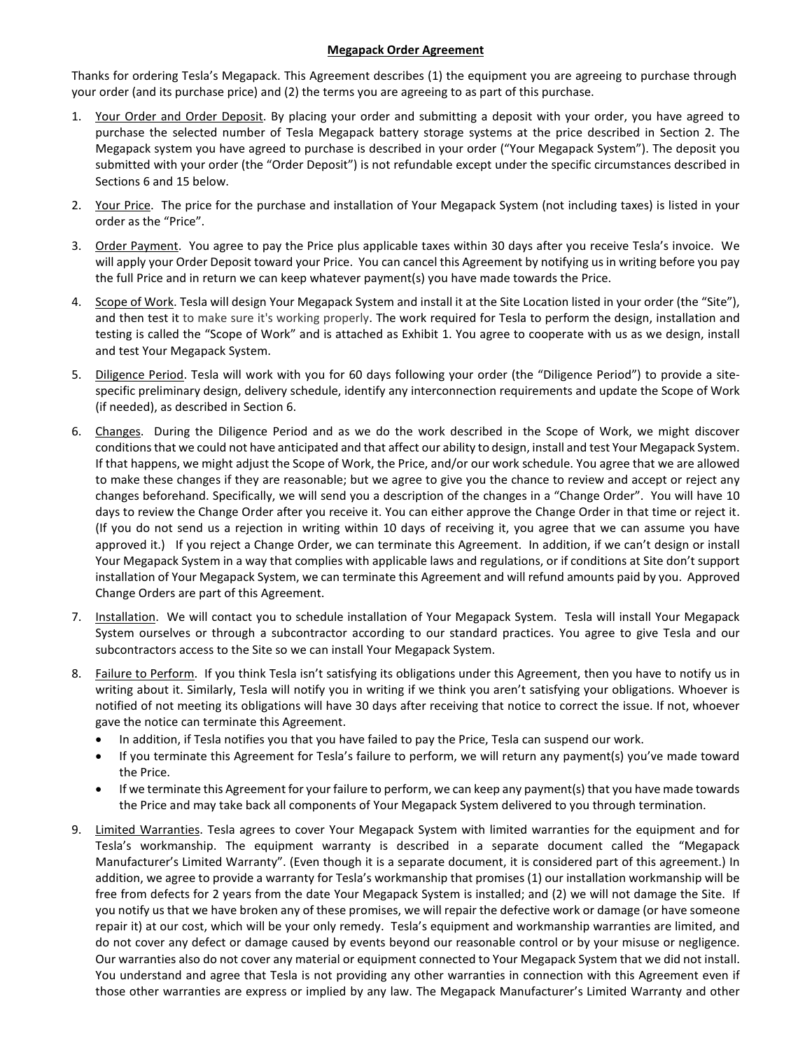**Megapack Order Agreement**

Thanks for ordering Tesla's Megapack. This Agreement describes (1) the equipment you are agreeing to purchase through your order (and its purchase price) and (2) the terms you are agreeing to as part of this purchase.

1. Your Order and Order Deposit. By placing your order and submitting a deposit with your order, you have agreed to purchase the selected number of Tesla Megapack battery storage systems at the price described in Section 2. The Megapack system you have agreed to purchase is described in your order ("Your Megapack System"). The deposit you submitted with your order (the "Order Deposit") is not refundable except under the specific circumstances described in Sections 6 and 15 below.

2. Your Price. The price for the purchase and installation of Your Megapack System (not including taxes) is listed in your order as the "Price".

3. Order Payment. You agree to pay the Price plus applicable taxes within 30 days after you receive Tesla's invoice. We will apply your Order Deposit toward your Price. You can cancel this Agreement by notifying us in writing before you pay the full Price and in return we can keep whatever payment(s) you have made towards the Price.

4. Scope of Work. Tesla will design Your Megapack System and install it at the Site Location listed in your order (the "Site"), and then test it to make sure it's working properly. The work required for Tesla to perform the design, installation and testing is called the "Scope of Work" and is attached as Exhibit 1. You agree to cooperate with us as we design, install and test Your Megapack System.

5. Diligence Period. Tesla will work with you for 60 days following your order (the "Diligence Period") to provide a site-specific preliminary design, delivery schedule, identify any interconnection requirements and update the Scope of Work (if needed), as described in Section 6.

6. Changes. During the Diligence Period and as we do the work described in the Scope of Work, we might discover conditions that we could not have anticipated and that affect our ability to design, install and test Your Megapack System. If that happens, we might adjust the Scope of Work, the Price, and/or our work schedule. You agree that we are allowed to make these changes if they are reasonable; but we agree to give you the chance to review and accept or reject any changes beforehand. Specifically, we will send you a description of the changes in a "Change Order". You will have 10 days to review the Change Order after you receive it. You can either approve the Change Order in that time or reject it. (If you do not send us a rejection in writing within 10 days of receiving it, you agree that we can assume you have approved it.) If you reject a Change Order, we can terminate this Agreement. In addition, if we can't design or install Your Megapack System in a way that complies with applicable laws and regulations, or if conditions at Site don't support installation of Your Megapack System, we can terminate this Agreement and will refund amounts paid by you. Approved Change Orders are part of this Agreement.

7. Installation. We will contact you to schedule installation of Your Megapack System. Tesla will install Your Megapack System ourselves or through a subcontractor according to our standard practices. You agree to give Tesla and our subcontractors access to the Site so we can install Your Megapack System.

8. Failure to Perform. If you think Tesla isn't satisfying its obligations under this Agreement, then you have to notify us in writing about it. Similarly, Tesla will notify you in writing if we think you aren't satisfying your obligations. Whoever is notified of not meeting its obligations will have 30 days after receiving that notice to correct the issue. If not, whoever gave the notice can terminate this Agreement.
   - In addition, if Tesla notifies you that you have failed to pay the Price, Tesla can suspend our work.
   - If you terminate this Agreement for Tesla's failure to perform, we will return any payment(s) you've made toward the Price.
   - If we terminate this Agreement for your failure to perform, we can keep any payment(s) that you have made towards the Price and may take back all components of Your Megapack System delivered to you through termination.

9. Limited Warranties. Tesla agrees to cover Your Megapack System with limited warranties for the equipment and for Tesla's workmanship. The equipment warranty is described in a separate document called the "Megapack Manufacturer's Limited Warranty". (Even though it is a separate document, it is considered part of this agreement.) In addition, we agree to provide a warranty for Tesla's workmanship that promises (1) our installation workmanship will be free from defects for 2 years from the date Your Megapack System is installed; and (2) we will not damage the Site. If you notify us that we have broken any of these promises, we will repair the defective work or damage (or have someone repair it) at our cost, which will be your only remedy. Tesla's equipment and workmanship warranties are limited, and do not cover any defect or damage caused by events beyond our reasonable control or by your misuse or negligence. Our warranties also do not cover any material or equipment connected to Your Megapack System that we did not install. You understand and agree that Tesla is not providing any other warranties in connection with this Agreement even if those other warranties are express or implied by any law. The Megapack Manufacturer's Limited Warranty and other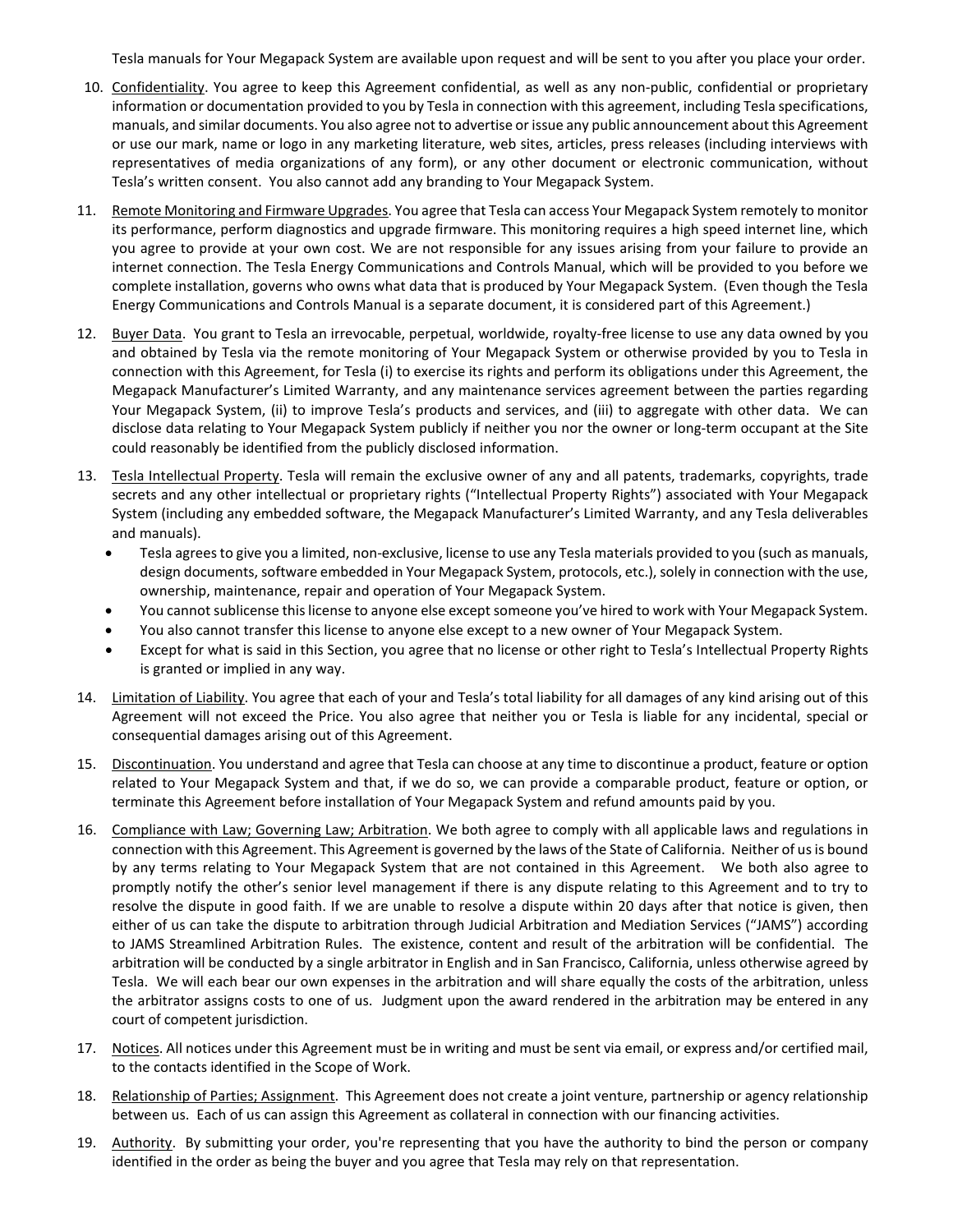Tesla manuals for Your Megapack System are available upon request and will be sent to you after you place your order.

10. Confidentiality. You agree to keep this Agreement confidential, as well as any non-public, confidential or proprietary information or documentation provided to you by Tesla in connection with this agreement, including Tesla specifications, manuals, and similar documents. You also agree not to advertise or issue any public announcement about this Agreement or use our mark, name or logo in any marketing literature, web sites, articles, press releases (including interviews with representatives of media organizations of any form), or any other document or electronic communication, without Tesla's written consent. You also cannot add any branding to Your Megapack System.

11. Remote Monitoring and Firmware Upgrades. You agree that Tesla can access Your Megapack System remotely to monitor its performance, perform diagnostics and upgrade firmware. This monitoring requires a high speed internet line, which you agree to provide at your own cost. We are not responsible for any issues arising from your failure to provide an internet connection. The Tesla Energy Communications and Controls Manual, which will be provided to you before we complete installation, governs who owns what data that is produced by Your Megapack System. (Even though the Tesla Energy Communications and Controls Manual is a separate document, it is considered part of this Agreement.)

12. Buyer Data. You grant to Tesla an irrevocable, perpetual, worldwide, royalty-free license to use any data owned by you and obtained by Tesla via the remote monitoring of Your Megapack System or otherwise provided by you to Tesla in connection with this Agreement, for Tesla (i) to exercise its rights and perform its obligations under this Agreement, the Megapack Manufacturer's Limited Warranty, and any maintenance services agreement between the parties regarding Your Megapack System, (ii) to improve Tesla's products and services, and (iii) to aggregate with other data. We can disclose data relating to Your Megapack System publicly if neither you nor the owner or long-term occupant at the Site could reasonably be identified from the publicly disclosed information.

13. Tesla Intellectual Property. Tesla will remain the exclusive owner of any and all patents, trademarks, copyrights, trade secrets and any other intellectual or proprietary rights ("Intellectual Property Rights") associated with Your Megapack System (including any embedded software, the Megapack Manufacturer's Limited Warranty, and any Tesla deliverables and manuals).
    - Tesla agrees to give you a limited, non-exclusive, license to use any Tesla materials provided to you (such as manuals, design documents, software embedded in Your Megapack System, protocols, etc.), solely in connection with the use, ownership, maintenance, repair and operation of Your Megapack System.
    - You cannot sublicense this license to anyone else except someone you've hired to work with Your Megapack System.
    - You also cannot transfer this license to anyone else except to a new owner of Your Megapack System.
    - Except for what is said in this Section, you agree that no license or other right to Tesla's Intellectual Property Rights is granted or implied in any way.

14. Limitation of Liability. You agree that each of your and Tesla's total liability for all damages of any kind arising out of this Agreement will not exceed the Price. You also agree that neither you or Tesla is liable for any incidental, special or consequential damages arising out of this Agreement.

15. Discontinuation. You understand and agree that Tesla can choose at any time to discontinue a product, feature or option related to Your Megapack System and that, if we do so, we can provide a comparable product, feature or option, or terminate this Agreement before installation of Your Megapack System and refund amounts paid by you.

16. Compliance with Law; Governing Law; Arbitration. We both agree to comply with all applicable laws and regulations in connection with this Agreement. This Agreement is governed by the laws of the State of California. Neither of us is bound by any terms relating to Your Megapack System that are not contained in this Agreement. We both also agree to promptly notify the other's senior level management if there is any dispute relating to this Agreement and to try to resolve the dispute in good faith. If we are unable to resolve a dispute within 20 days after that notice is given, then either of us can take the dispute to arbitration through Judicial Arbitration and Mediation Services ("JAMS") according to JAMS Streamlined Arbitration Rules. The existence, content and result of the arbitration will be confidential. The arbitration will be conducted by a single arbitrator in English and in San Francisco, California, unless otherwise agreed by Tesla. We will each bear our own expenses in the arbitration and will share equally the costs of the arbitration, unless the arbitrator assigns costs to one of us. Judgment upon the award rendered in the arbitration may be entered in any court of competent jurisdiction.

17. Notices. All notices under this Agreement must be in writing and must be sent via email, or express and/or certified mail, to the contacts identified in the Scope of Work.

18. Relationship of Parties; Assignment. This Agreement does not create a joint venture, partnership or agency relationship between us. Each of us can assign this Agreement as collateral in connection with our financing activities.

19. Authority. By submitting your order, you're representing that you have the authority to bind the person or company identified in the order as being the buyer and you agree that Tesla may rely on that representation.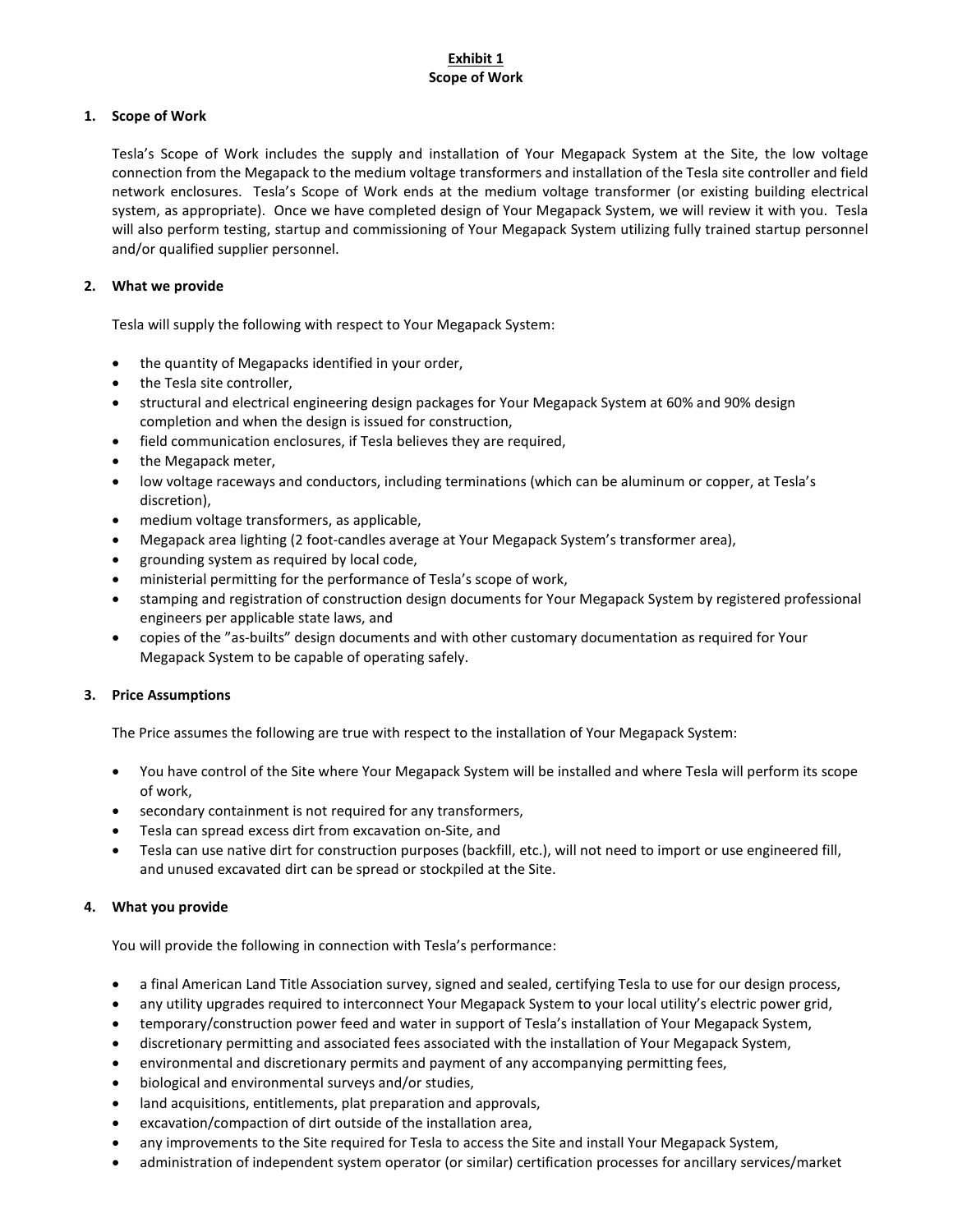**Exhibit 1**
**Scope of Work**

## 1. Scope of Work

Tesla's Scope of Work includes the supply and installation of Your Megapack System at the Site, the low voltage connection from the Megapack to the medium voltage transformers and installation of the Tesla site controller and field network enclosures. Tesla's Scope of Work ends at the medium voltage transformer (or existing building electrical system, as appropriate). Once we have completed design of Your Megapack System, we will review it with you. Tesla will also perform testing, startup and commissioning of Your Megapack System utilizing fully trained startup personnel and/or qualified supplier personnel.

## 2. What we provide

Tesla will supply the following with respect to Your Megapack System:

- the quantity of Megapacks identified in your order,
- the Tesla site controller,
- structural and electrical engineering design packages for Your Megapack System at 60% and 90% design completion and when the design is issued for construction,
- field communication enclosures, if Tesla believes they are required,
- the Megapack meter,
- low voltage raceways and conductors, including terminations (which can be aluminum or copper, at Tesla's discretion),
- medium voltage transformers, as applicable,
- Megapack area lighting (2 foot-candles average at Your Megapack System's transformer area),
- grounding system as required by local code,
- ministerial permitting for the performance of Tesla's scope of work,
- stamping and registration of construction design documents for Your Megapack System by registered professional engineers per applicable state laws, and
- copies of the "as-builts" design documents and with other customary documentation as required for Your Megapack System to be capable of operating safely.

## 3. Price Assumptions

The Price assumes the following are true with respect to the installation of Your Megapack System:

- You have control of the Site where Your Megapack System will be installed and where Tesla will perform its scope of work,
- secondary containment is not required for any transformers,
- Tesla can spread excess dirt from excavation on-Site, and
- Tesla can use native dirt for construction purposes (backfill, etc.), will not need to import or use engineered fill, and unused excavated dirt can be spread or stockpiled at the Site.

## 4. What you provide

You will provide the following in connection with Tesla's performance:

- a final American Land Title Association survey, signed and sealed, certifying Tesla to use for our design process,
- any utility upgrades required to interconnect Your Megapack System to your local utility's electric power grid,
- temporary/construction power feed and water in support of Tesla's installation of Your Megapack System,
- discretionary permitting and associated fees associated with the installation of Your Megapack System,
- environmental and discretionary permits and payment of any accompanying permitting fees,
- biological and environmental surveys and/or studies,
- land acquisitions, entitlements, plat preparation and approvals,
- excavation/compaction of dirt outside of the installation area,
- any improvements to the Site required for Tesla to access the Site and install Your Megapack System,
- administration of independent system operator (or similar) certification processes for ancillary services/market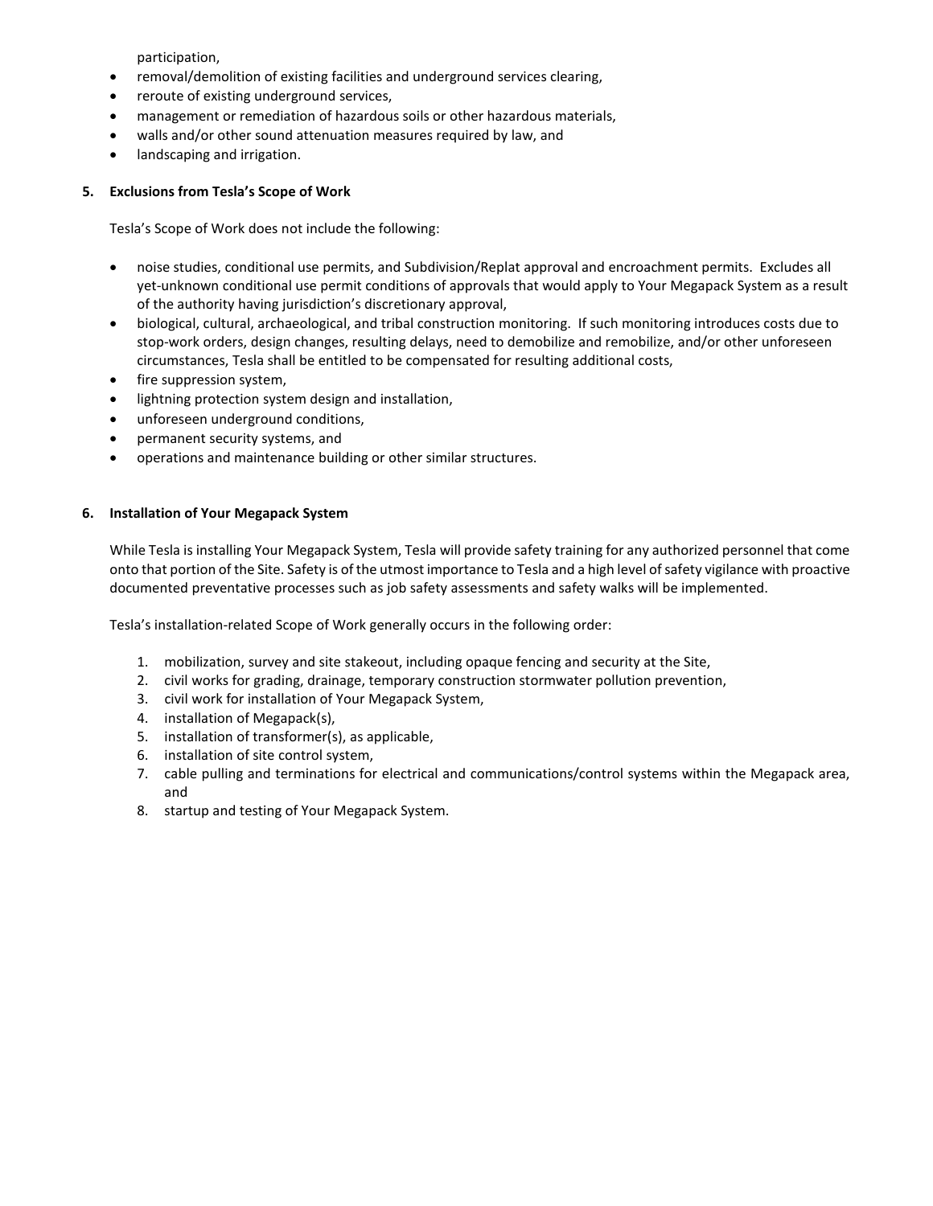participation,

- removal/demolition of existing facilities and underground services clearing,
- reroute of existing underground services,
- management or remediation of hazardous soils or other hazardous materials,
- walls and/or other sound attenuation measures required by law, and
- landscaping and irrigation.

**5. Exclusions from Tesla's Scope of Work**

Tesla's Scope of Work does not include the following:

- noise studies, conditional use permits, and Subdivision/Replat approval and encroachment permits. Excludes all yet-unknown conditional use permit conditions of approvals that would apply to Your Megapack System as a result of the authority having jurisdiction's discretionary approval,
- biological, cultural, archaeological, and tribal construction monitoring. If such monitoring introduces costs due to stop-work orders, design changes, resulting delays, need to demobilize and remobilize, and/or other unforeseen circumstances, Tesla shall be entitled to be compensated for resulting additional costs,
- fire suppression system,
- lightning protection system design and installation,
- unforeseen underground conditions,
- permanent security systems, and
- operations and maintenance building or other similar structures.

**6. Installation of Your Megapack System**

While Tesla is installing Your Megapack System, Tesla will provide safety training for any authorized personnel that come onto that portion of the Site. Safety is of the utmost importance to Tesla and a high level of safety vigilance with proactive documented preventative processes such as job safety assessments and safety walks will be implemented.

Tesla's installation-related Scope of Work generally occurs in the following order:

1. mobilization, survey and site stakeout, including opaque fencing and security at the Site,
2. civil works for grading, drainage, temporary construction stormwater pollution prevention,
3. civil work for installation of Your Megapack System,
4. installation of Megapack(s),
5. installation of transformer(s), as applicable,
6. installation of site control system,
7. cable pulling and terminations for electrical and communications/control systems within the Megapack area, and
8. startup and testing of Your Megapack System.